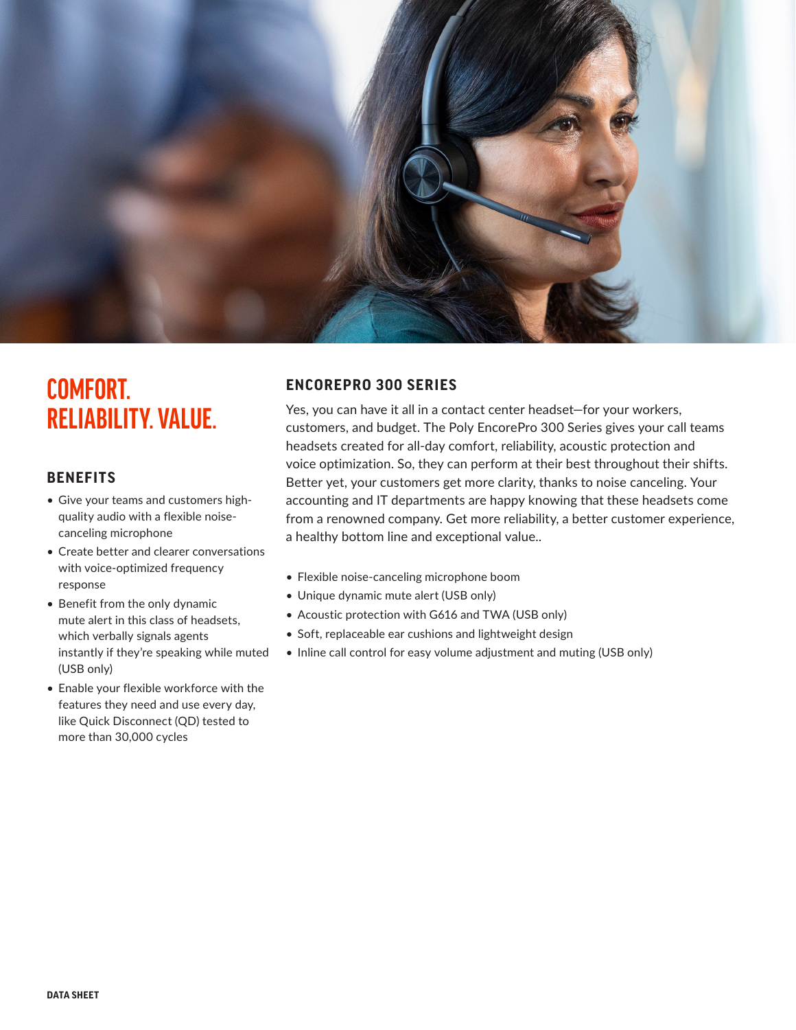# COMFORT. RELIABILITY. VALUE.

## BENEFITS

- Give your teams and customers high-quality audio with a flexible noise-canceling microphone
- Create better and clearer conversations with voice-optimized frequency response
- Benefit from the only dynamic mute alert in this class of headsets, which verbally signals agents instantly if they're speaking while muted (USB only)
- Enable your flexible workforce with the features they need and use every day, like Quick Disconnect (QD) tested to more than 30,000 cycles

## ENCOREPRO 300 SERIES

Yes, you can have it all in a contact center headset—for your workers, customers, and budget. The Poly EncorePro 300 Series gives your call teams headsets created for all-day comfort, reliability, acoustic protection and voice optimization. So, they can perform at their best throughout their shifts. Better yet, your customers get more clarity, thanks to noise canceling. Your accounting and IT departments are happy knowing that these headsets come from a renowned company. Get more reliability, a better customer experience, a healthy bottom line and exceptional value..

- Flexible noise-canceling microphone boom
- Unique dynamic mute alert (USB only)
- Acoustic protection with G616 and TWA (USB only)
- Soft, replaceable ear cushions and lightweight design
- Inline call control for easy volume adjustment and muting (USB only)

DATA SHEET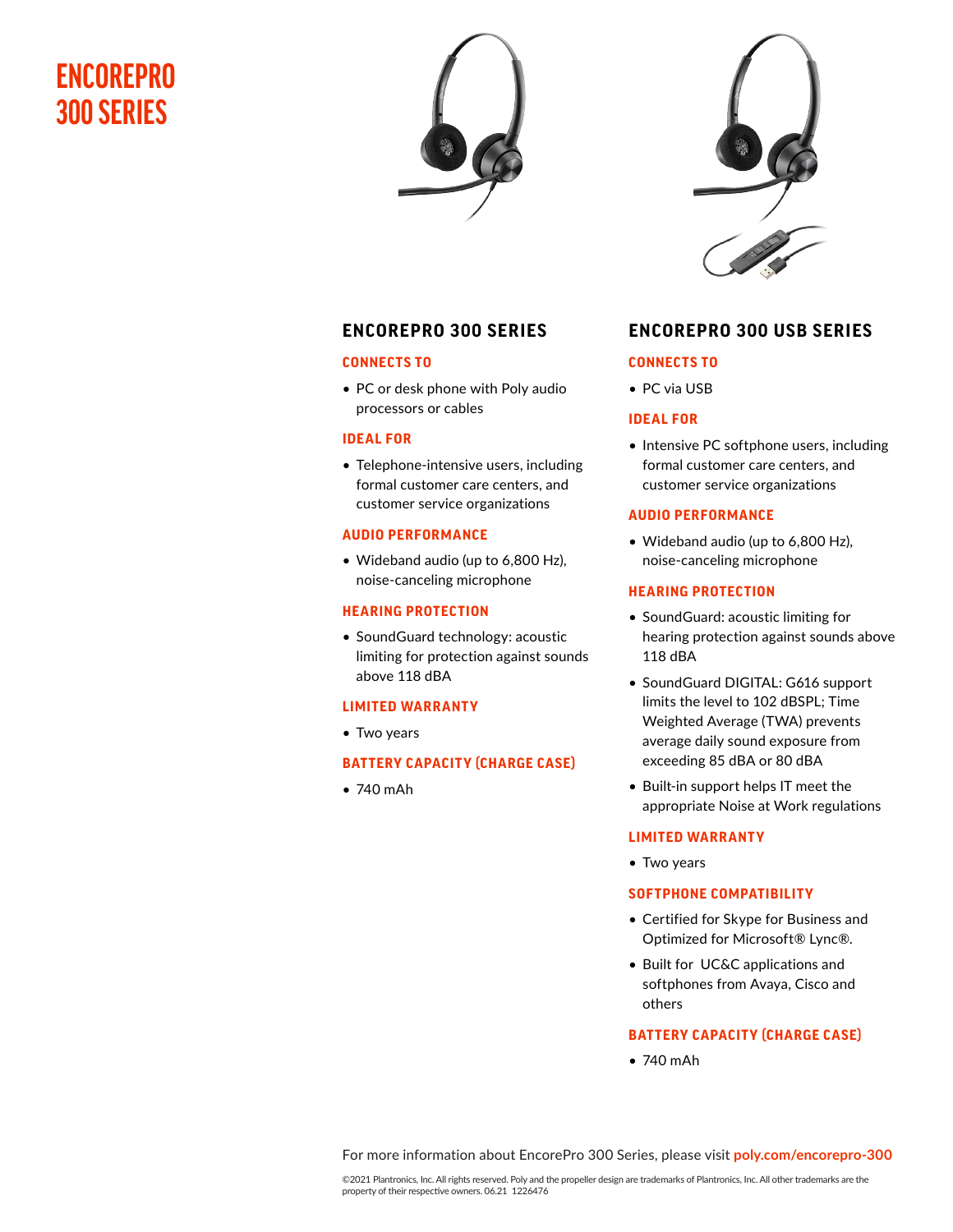# ENCOREPRO 300 SERIES

## ENCOREPRO 300 SERIES

### CONNECTS TO

- PC or desk phone with Poly audio processors or cables

### IDEAL FOR

- Telephone-intensive users, including formal customer care centers, and customer service organizations

### AUDIO PERFORMANCE

- Wideband audio (up to 6,800 Hz), noise-canceling microphone

### HEARING PROTECTION

- SoundGuard technology: acoustic limiting for protection against sounds above 118 dBA

### LIMITED WARRANTY

- Two years

### BATTERY CAPACITY (CHARGE CASE)

- 740 mAh

## ENCOREPRO 300 USB SERIES

### CONNECTS TO

- PC via USB

### IDEAL FOR

- Intensive PC softphone users, including formal customer care centers, and customer service organizations

### AUDIO PERFORMANCE

- Wideband audio (up to 6,800 Hz), noise-canceling microphone

### HEARING PROTECTION

- SoundGuard: acoustic limiting for hearing protection against sounds above 118 dBA
- SoundGuard DIGITAL: G616 support limits the level to 102 dBSPL; Time Weighted Average (TWA) prevents average daily sound exposure from exceeding 85 dBA or 80 dBA
- Built-in support helps IT meet the appropriate Noise at Work regulations

### LIMITED WARRANTY

- Two years

### SOFTPHONE COMPATIBILITY

- Certified for Skype for Business and Optimized for Microsoft® Lync®.
- Built for UC&C applications and softphones from Avaya, Cisco and others

### BATTERY CAPACITY (CHARGE CASE)

- 740 mAh

For more information about EncorePro 300 Series, please visit **poly.com/encorepro-300**

©2021 Plantronics, Inc. All rights reserved. Poly and the propeller design are trademarks of Plantronics, Inc. All other trademarks are the property of their respective owners. 06.21 1226476